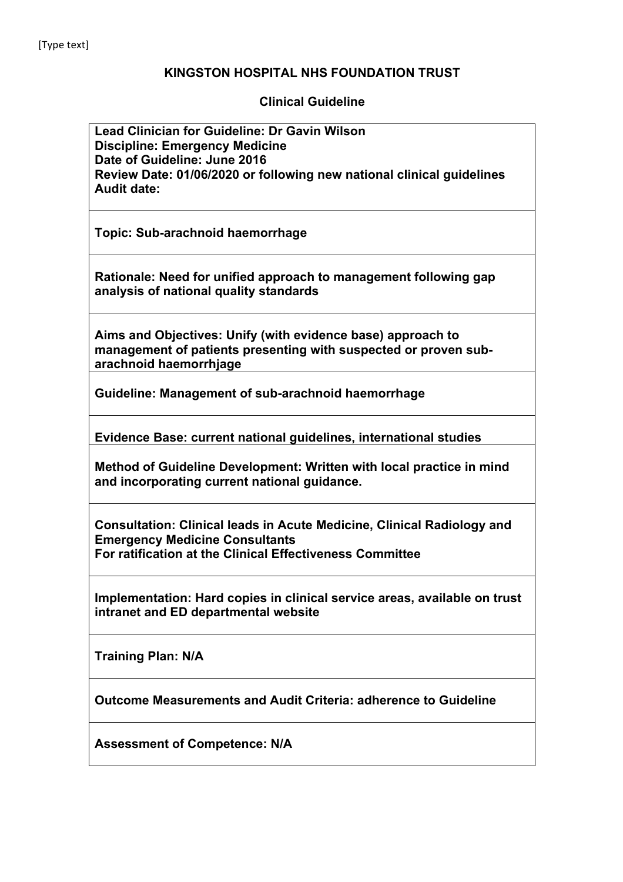[Type text]

**KINGSTON HOSPITAL NHS FOUNDATION TRUST**

**Clinical Guideline**

| |
|---|
| **Lead Clinician for Guideline: Dr Gavin Wilson**<br>**Discipline: Emergency Medicine**<br>**Date of Guideline: June 2016**<br>**Review Date: 01/06/2020 or following new national clinical guidelines**<br>**Audit date:** |
| **Topic: Sub-arachnoid haemorrhage** |
| **Rationale: Need for unified approach to management following gap analysis of national quality standards** |
| **Aims and Objectives: Unify (with evidence base) approach to management of patients presenting with suspected or proven sub-arachnoid haemorrhjage** |
| **Guideline: Management of sub-arachnoid haemorrhage** |
| **Evidence Base: current national guidelines, international studies** |
| **Method of Guideline Development: Written with local practice in mind and incorporating current national guidance.** |
| **Consultation: Clinical leads in Acute Medicine, Clinical Radiology and Emergency Medicine Consultants**<br>**For ratification at the Clinical Effectiveness Committee** |
| **Implementation: Hard copies in clinical service areas, available on trust intranet and ED departmental website** |
| **Training Plan: N/A** |
| **Outcome Measurements and Audit Criteria: adherence to Guideline** |
| **Assessment of Competence: N/A** |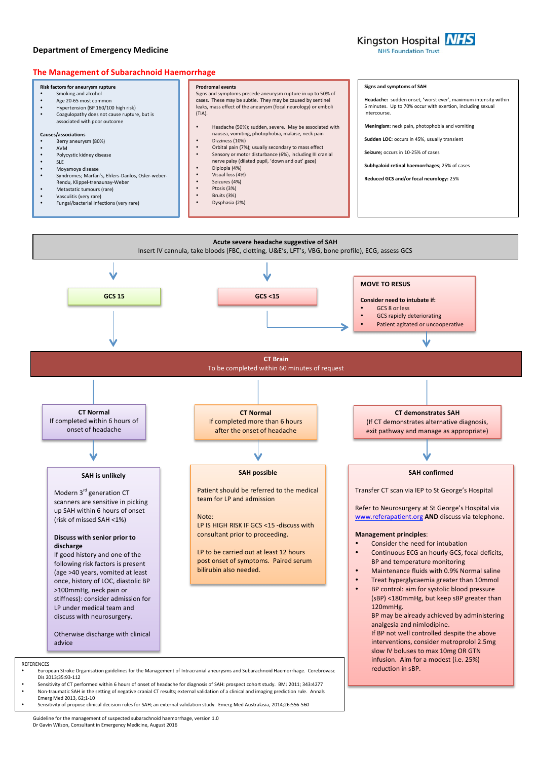**Department of Emergency Medicine**

Kingston Hospital NHS
NHS Foundation Trust

## The Management of Subarachnoid Haemorrhage

**Risk factors for aneurysm rupture**

- Smoking and alcohol
- Age 20-65 most common
- Hypertension (BP 160/100 high risk)
- Coagulopathy does not cause rupture, but is associated with poor outcome

**Causes/associations**

- Berry aneurysm (80%)
- AVM
- Polycystic kidney disease
- SLE
- Moyamoya disease
- Syndromes; Marfan's, Ehlers-Danlos, Osler-weber-Rendu, Klippel-trenaunay-Weber
- Metastatic tumours (rare)
- Vasculitis (very rare)
- Fungal/bacterial infections (very rare)

**Prodromal events**

Signs and symptoms precede aneurysm rupture in up to 50% of cases. These may be subtle. They may be caused by sentinel leaks, mass effect of the aneurysm (focal neurology) or emboli (TIA).

- Headache (50%); sudden, severe. May be associated with nausea, vomiting, photophobia, malaise, neck pain
- Dizziness (10%)
- Orbital pain (7%); usually secondary to mass effect
- Sensory or motor disturbance (6%), including III cranial nerve palsy (dilated pupil, 'down and out' gaze)
- Diplopia (4%)
- Visual loss (4%)
- Seizures (4%)
- Ptosis (3%)
- Bruits (3%)
- Dysphasia (2%)

**Signs and symptoms of SAH**

**Headache:** sudden onset, 'worst ever', maximum intensity within 5 minutes. Up to 70% occur with exertion, including sexual intercourse.

**Meningism:** neck pain, photophobia and vomiting

**Sudden LOC:** occurs in 45%, usually transient

**Seizure;** occurs in 10-25% of cases

**Subhyaloid retinal haemorrhages;** 25% of cases

**Reduced GCS and/or focal neurology:** 25%

---

**Acute severe headache suggestive of SAH**
Insert IV cannula, take bloods (FBC, clotting, U&E's, LFT's, VBG, bone profile), ECG, assess GCS

**GCS 15**

**GCS <15**

**MOVE TO RESUS**

**Consider need to intubate if:**

- GCS 8 or less
- GCS rapidly deteriorating
- Patient agitated or uncooperative

**CT Brain**
To be completed within 60 minutes of request

**CT Normal**
If completed within 6 hours of onset of headache

**CT Normal**
If completed more than 6 hours after the onset of headache

**CT demonstrates SAH**
(If CT demonstrates alternative diagnosis, exit pathway and manage as appropriate)

**SAH is unlikely**

Modern 3rd generation CT scanners are sensitive in picking up SAH within 6 hours of onset (risk of missed SAH <1%)

**Discuss with senior prior to discharge**
If good history and one of the following risk factors is present (age >40 years, vomited at least once, history of LOC, diastolic BP >100mmHg, neck pain or stiffness): consider admission for LP under medical team and discuss with neurosurgery.

Otherwise discharge with clinical advice

**SAH possible**

Patient should be referred to the medical team for LP and admission

Note:
LP IS HIGH RISK IF GCS <15 -discuss with consultant prior to proceeding.

LP to be carried out at least 12 hours post onset of symptoms. Paired serum bilirubin also needed.

**SAH confirmed**

Transfer CT scan via IEP to St George's Hospital

Refer to Neurosurgery at St George's Hospital via www.referapatient.org **AND** discuss via telephone.

**Management principles**:

- Consider the need for intubation
- Continuous ECG an hourly GCS, focal deficits, BP and temperature monitoring
- Maintenance fluids with 0.9% Normal saline
- Treat hyperglycaemia greater than 10mmol
- BP control: aim for systolic blood pressure (sBP) <180mmHg, but keep sBP greater than 120mmHg.
  BP may be already achieved by administering analgesia and nimlodipine.
  If BP not well controlled despite the above interventions, consider metroprolol 2.5mg slow IV boluses to max 10mg OR GTN infusion. Aim for a modest (i.e. 25%) reduction in sBP.

REFERENCES

- European Stroke Organisation guidelines for the Management of Intracranial aneurysms and Subarachnoid Haemorrhage. Cerebrovasc Dis 2013;35:93-112
- Sensitivity of CT performed within 6 hours of onset of headache for diagnosis of SAH: prospect cohort study. BMJ 2011; 343:4277
- Non-traumatic SAH in the setting of negative cranial CT results; external validation of a clinical and imaging prediction rule. Annals Emerg Med 2013, 62;1-10
- Sensitivity of propose clinical decision rules for SAH; an external validation study. Emerg Med Australasia, 2014;26:556-560

Guideline for the management of suspected subarachnoid haemorrhage, version 1.0
Dr Gavin Wilson, Consultant in Emergency Medicine, August 2016